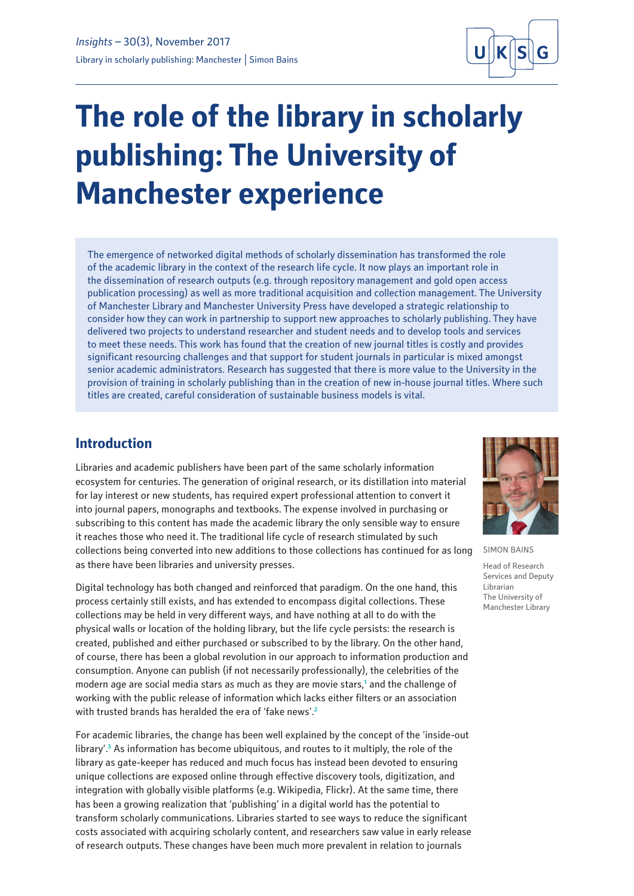# The role of the library in scholarly publishing: The University of Manchester experience

The emergence of networked digital methods of scholarly dissemination has transformed the role of the academic library in the context of the research life cycle. It now plays an important role in the dissemination of research outputs (e.g. through repository management and gold open access publication processing) as well as more traditional acquisition and collection management. The University of Manchester Library and Manchester University Press have developed a strategic relationship to consider how they can work in partnership to support new approaches to scholarly publishing. They have delivered two projects to understand researcher and student needs and to develop tools and services to meet these needs. This work has found that the creation of new journal titles is costly and provides significant resourcing challenges and that support for student journals in particular is mixed amongst senior academic administrators. Research has suggested that there is more value to the University in the provision of training in scholarly publishing than in the creation of new in-house journal titles. Where such titles are created, careful consideration of sustainable business models is vital.

SIMON BAINS

Head of Research Services and Deputy Librarian
The University of Manchester Library

## Introduction

Libraries and academic publishers have been part of the same scholarly information ecosystem for centuries. The generation of original research, or its distillation into material for lay interest or new students, has required expert professional attention to convert it into journal papers, monographs and textbooks. The expense involved in purchasing or subscribing to this content has made the academic library the only sensible way to ensure it reaches those who need it. The traditional life cycle of research stimulated by such collections being converted into new additions to those collections has continued for as long as there have been libraries and university presses.

Digital technology has both changed and reinforced that paradigm. On the one hand, this process certainly still exists, and has extended to encompass digital collections. These collections may be held in very different ways, and have nothing at all to do with the physical walls or location of the holding library, but the life cycle persists: the research is created, published and either purchased or subscribed to by the library. On the other hand, of course, there has been a global revolution in our approach to information production and consumption. Anyone can publish (if not necessarily professionally), the celebrities of the modern age are social media stars as much as they are movie stars,[1] and the challenge of working with the public release of information which lacks either filters or an association with trusted brands has heralded the era of 'fake news'.[2]

For academic libraries, the change has been well explained by the concept of the 'inside-out library'.[3] As information has become ubiquitous, and routes to it multiply, the role of the library as gate-keeper has reduced and much focus has instead been devoted to ensuring unique collections are exposed online through effective discovery tools, digitization, and integration with globally visible platforms (e.g. Wikipedia, Flickr). At the same time, there has been a growing realization that 'publishing' in a digital world has the potential to transform scholarly communications. Libraries started to see ways to reduce the significant costs associated with acquiring scholarly content, and researchers saw value in early release of research outputs. These changes have been much more prevalent in relation to journals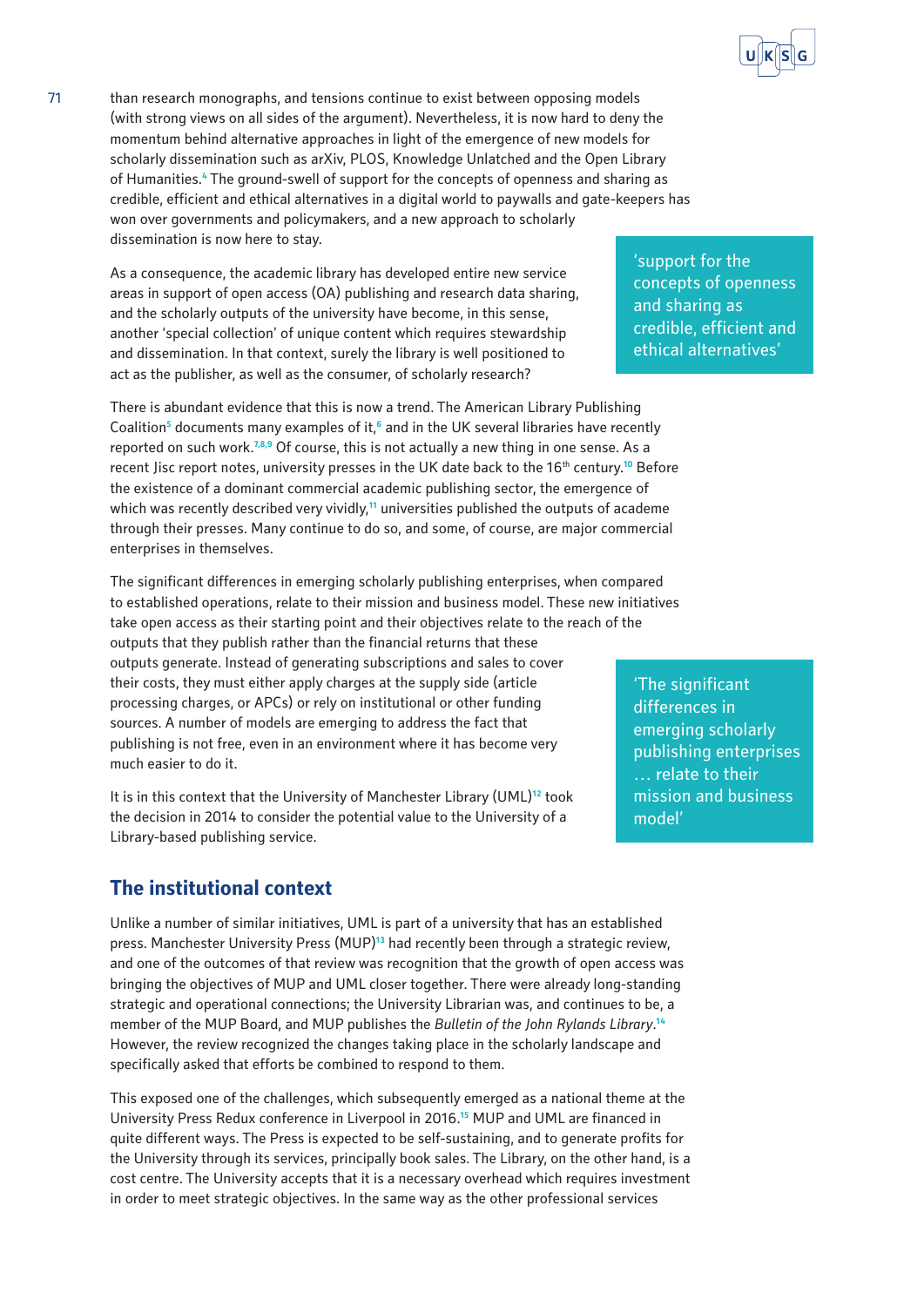than research monographs, and tensions continue to exist between opposing models (with strong views on all sides of the argument). Nevertheless, it is now hard to deny the momentum behind alternative approaches in light of the emergence of new models for scholarly dissemination such as arXiv, PLOS, Knowledge Unlatched and the Open Library of Humanities.[4] The ground-swell of support for the concepts of openness and sharing as credible, efficient and ethical alternatives in a digital world to paywalls and gate-keepers has won over governments and policymakers, and a new approach to scholarly dissemination is now here to stay.

'support for the concepts of openness and sharing as credible, efficient and ethical alternatives'

As a consequence, the academic library has developed entire new service areas in support of open access (OA) publishing and research data sharing, and the scholarly outputs of the university have become, in this sense, another 'special collection' of unique content which requires stewardship and dissemination. In that context, surely the library is well positioned to act as the publisher, as well as the consumer, of scholarly research?

There is abundant evidence that this is now a trend. The American Library Publishing Coalition[5] documents many examples of it,[6] and in the UK several libraries have recently reported on such work.[7,8,9] Of course, this is not actually a new thing in one sense. As a recent Jisc report notes, university presses in the UK date back to the 16th century.[10] Before the existence of a dominant commercial academic publishing sector, the emergence of which was recently described very vividly,[11] universities published the outputs of academe through their presses. Many continue to do so, and some, of course, are major commercial enterprises in themselves.

The significant differences in emerging scholarly publishing enterprises, when compared to established operations, relate to their mission and business model. These new initiatives take open access as their starting point and their objectives relate to the reach of the outputs that they publish rather than the financial returns that these outputs generate. Instead of generating subscriptions and sales to cover their costs, they must either apply charges at the supply side (article processing charges, or APCs) or rely on institutional or other funding sources. A number of models are emerging to address the fact that publishing is not free, even in an environment where it has become very much easier to do it.

'The significant differences in emerging scholarly publishing enterprises … relate to their mission and business model'

It is in this context that the University of Manchester Library (UML)[12] took the decision in 2014 to consider the potential value to the University of a Library-based publishing service.

## The institutional context

Unlike a number of similar initiatives, UML is part of a university that has an established press. Manchester University Press (MUP)[13] had recently been through a strategic review, and one of the outcomes of that review was recognition that the growth of open access was bringing the objectives of MUP and UML closer together. There were already long-standing strategic and operational connections; the University Librarian was, and continues to be, a member of the MUP Board, and MUP publishes the *Bulletin of the John Rylands Library*.[14] However, the review recognized the changes taking place in the scholarly landscape and specifically asked that efforts be combined to respond to them.

This exposed one of the challenges, which subsequently emerged as a national theme at the University Press Redux conference in Liverpool in 2016.[15] MUP and UML are financed in quite different ways. The Press is expected to be self-sustaining, and to generate profits for the University through its services, principally book sales. The Library, on the other hand, is a cost centre. The University accepts that it is a necessary overhead which requires investment in order to meet strategic objectives. In the same way as the other professional services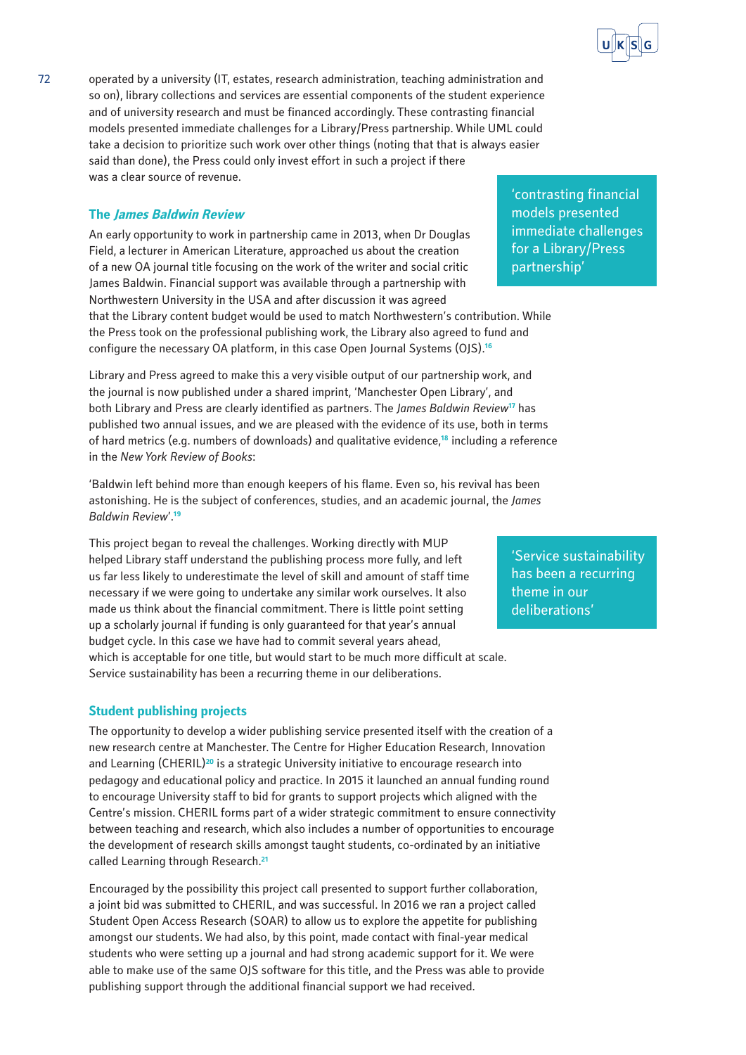operated by a university (IT, estates, research administration, teaching administration and so on), library collections and services are essential components of the student experience and of university research and must be financed accordingly. These contrasting financial models presented immediate challenges for a Library/Press partnership. While UML could take a decision to prioritize such work over other things (noting that that is always easier said than done), the Press could only invest effort in such a project if there was a clear source of revenue.

> 'contrasting financial models presented immediate challenges for a Library/Press partnership'

### The *James Baldwin Review*

An early opportunity to work in partnership came in 2013, when Dr Douglas Field, a lecturer in American Literature, approached us about the creation of a new OA journal title focusing on the work of the writer and social critic James Baldwin. Financial support was available through a partnership with Northwestern University in the USA and after discussion it was agreed that the Library content budget would be used to match Northwestern's contribution. While the Press took on the professional publishing work, the Library also agreed to fund and configure the necessary OA platform, in this case Open Journal Systems (OJS).[16]

Library and Press agreed to make this a very visible output of our partnership work, and the journal is now published under a shared imprint, 'Manchester Open Library', and both Library and Press are clearly identified as partners. The *James Baldwin Review*[17] has published two annual issues, and we are pleased with the evidence of its use, both in terms of hard metrics (e.g. numbers of downloads) and qualitative evidence,[18] including a reference in the *New York Review of Books*:

'Baldwin left behind more than enough keepers of his flame. Even so, his revival has been astonishing. He is the subject of conferences, studies, and an academic journal, the *James Baldwin Review*'.[19]

This project began to reveal the challenges. Working directly with MUP helped Library staff understand the publishing process more fully, and left us far less likely to underestimate the level of skill and amount of staff time necessary if we were going to undertake any similar work ourselves. It also made us think about the financial commitment. There is little point setting up a scholarly journal if funding is only guaranteed for that year's annual budget cycle. In this case we have had to commit several years ahead, which is acceptable for one title, but would start to be much more difficult at scale. Service sustainability has been a recurring theme in our deliberations.

> 'Service sustainability has been a recurring theme in our deliberations'

### Student publishing projects

The opportunity to develop a wider publishing service presented itself with the creation of a new research centre at Manchester. The Centre for Higher Education Research, Innovation and Learning (CHERIL)[20] is a strategic University initiative to encourage research into pedagogy and educational policy and practice. In 2015 it launched an annual funding round to encourage University staff to bid for grants to support projects which aligned with the Centre's mission. CHERIL forms part of a wider strategic commitment to ensure connectivity between teaching and research, which also includes a number of opportunities to encourage the development of research skills amongst taught students, co-ordinated by an initiative called Learning through Research.[21]

Encouraged by the possibility this project call presented to support further collaboration, a joint bid was submitted to CHERIL, and was successful. In 2016 we ran a project called Student Open Access Research (SOAR) to allow us to explore the appetite for publishing amongst our students. We had also, by this point, made contact with final-year medical students who were setting up a journal and had strong academic support for it. We were able to make use of the same OJS software for this title, and the Press was able to provide publishing support through the additional financial support we had received.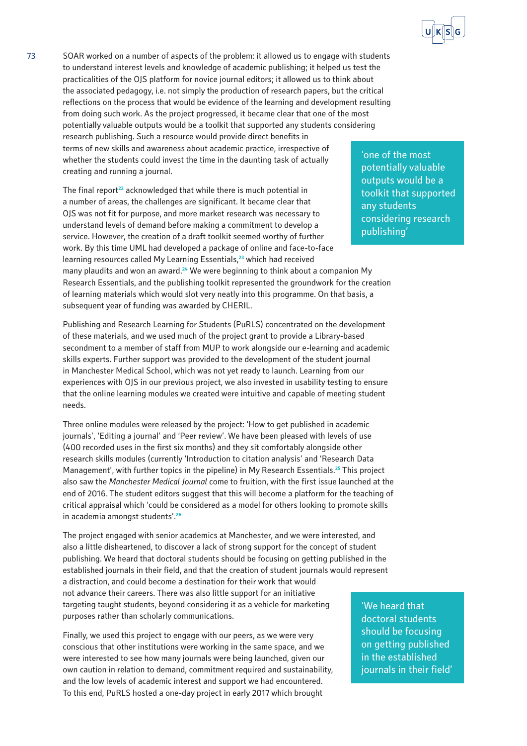SOAR worked on a number of aspects of the problem: it allowed us to engage with students to understand interest levels and knowledge of academic publishing; it helped us test the practicalities of the OJS platform for novice journal editors; it allowed us to think about the associated pedagogy, i.e. not simply the production of research papers, but the critical reflections on the process that would be evidence of the learning and development resulting from doing such work. As the project progressed, it became clear that one of the most potentially valuable outputs would be a toolkit that supported any students considering research publishing. Such a resource would provide direct benefits in terms of new skills and awareness about academic practice, irrespective of whether the students could invest the time in the daunting task of actually creating and running a journal.

> 'one of the most potentially valuable outputs would be a toolkit that supported any students considering research publishing'

The final report[22] acknowledged that while there is much potential in a number of areas, the challenges are significant. It became clear that OJS was not fit for purpose, and more market research was necessary to understand levels of demand before making a commitment to develop a service. However, the creation of a draft toolkit seemed worthy of further work. By this time UML had developed a package of online and face-to-face learning resources called My Learning Essentials,[23] which had received many plaudits and won an award.[24] We were beginning to think about a companion My Research Essentials, and the publishing toolkit represented the groundwork for the creation of learning materials which would slot very neatly into this programme. On that basis, a subsequent year of funding was awarded by CHERIL.

Publishing and Research Learning for Students (PuRLS) concentrated on the development of these materials, and we used much of the project grant to provide a Library-based secondment to a member of staff from MUP to work alongside our e-learning and academic skills experts. Further support was provided to the development of the student journal in Manchester Medical School, which was not yet ready to launch. Learning from our experiences with OJS in our previous project, we also invested in usability testing to ensure that the online learning modules we created were intuitive and capable of meeting student needs.

Three online modules were released by the project: 'How to get published in academic journals', 'Editing a journal' and 'Peer review'. We have been pleased with levels of use (400 recorded uses in the first six months) and they sit comfortably alongside other research skills modules (currently 'Introduction to citation analysis' and 'Research Data Management', with further topics in the pipeline) in My Research Essentials.[25] This project also saw the *Manchester Medical Journal* come to fruition, with the first issue launched at the end of 2016. The student editors suggest that this will become a platform for the teaching of critical appraisal which 'could be considered as a model for others looking to promote skills in academia amongst students'.[26]

The project engaged with senior academics at Manchester, and we were interested, and also a little disheartened, to discover a lack of strong support for the concept of student publishing. We heard that doctoral students should be focusing on getting published in the established journals in their field, and that the creation of student journals would represent a distraction, and could become a destination for their work that would not advance their careers. There was also little support for an initiative targeting taught students, beyond considering it as a vehicle for marketing purposes rather than scholarly communications.

> 'We heard that doctoral students should be focusing on getting published in the established journals in their field'

Finally, we used this project to engage with our peers, as we were very conscious that other institutions were working in the same space, and we were interested to see how many journals were being launched, given our own caution in relation to demand, commitment required and sustainability, and the low levels of academic interest and support we had encountered. To this end, PuRLS hosted a one-day project in early 2017 which brought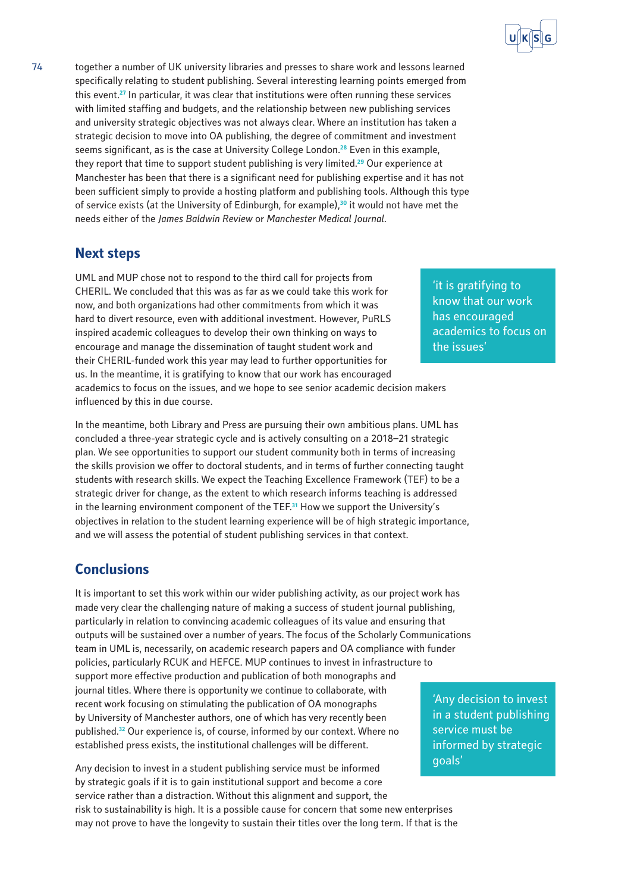together a number of UK university libraries and presses to share work and lessons learned specifically relating to student publishing. Several interesting learning points emerged from this event.[27] In particular, it was clear that institutions were often running these services with limited staffing and budgets, and the relationship between new publishing services and university strategic objectives was not always clear. Where an institution has taken a strategic decision to move into OA publishing, the degree of commitment and investment seems significant, as is the case at University College London.[28] Even in this example, they report that time to support student publishing is very limited.[29] Our experience at Manchester has been that there is a significant need for publishing expertise and it has not been sufficient simply to provide a hosting platform and publishing tools. Although this type of service exists (at the University of Edinburgh, for example),[30] it would not have met the needs either of the *James Baldwin Review* or *Manchester Medical Journal*.

## Next steps

UML and MUP chose not to respond to the third call for projects from CHERIL. We concluded that this was as far as we could take this work for now, and both organizations had other commitments from which it was hard to divert resource, even with additional investment. However, PuRLS inspired academic colleagues to develop their own thinking on ways to encourage and manage the dissemination of taught student work and their CHERIL-funded work this year may lead to further opportunities for us. In the meantime, it is gratifying to know that our work has encouraged academics to focus on the issues, and we hope to see senior academic decision makers influenced by this in due course.

> 'it is gratifying to know that our work has encouraged academics to focus on the issues'

In the meantime, both Library and Press are pursuing their own ambitious plans. UML has concluded a three-year strategic cycle and is actively consulting on a 2018–21 strategic plan. We see opportunities to support our student community both in terms of increasing the skills provision we offer to doctoral students, and in terms of further connecting taught students with research skills. We expect the Teaching Excellence Framework (TEF) to be a strategic driver for change, as the extent to which research informs teaching is addressed in the learning environment component of the TEF.[31] How we support the University's objectives in relation to the student learning experience will be of high strategic importance, and we will assess the potential of student publishing services in that context.

## Conclusions

It is important to set this work within our wider publishing activity, as our project work has made very clear the challenging nature of making a success of student journal publishing, particularly in relation to convincing academic colleagues of its value and ensuring that outputs will be sustained over a number of years. The focus of the Scholarly Communications team in UML is, necessarily, on academic research papers and OA compliance with funder policies, particularly RCUK and HEFCE. MUP continues to invest in infrastructure to support more effective production and publication of both monographs and journal titles. Where there is opportunity we continue to collaborate, with recent work focusing on stimulating the publication of OA monographs by University of Manchester authors, one of which has very recently been published.[32] Our experience is, of course, informed by our context. Where no established press exists, the institutional challenges will be different.

> 'Any decision to invest in a student publishing service must be informed by strategic goals'

Any decision to invest in a student publishing service must be informed by strategic goals if it is to gain institutional support and become a core service rather than a distraction. Without this alignment and support, the risk to sustainability is high. It is a possible cause for concern that some new enterprises may not prove to have the longevity to sustain their titles over the long term. If that is the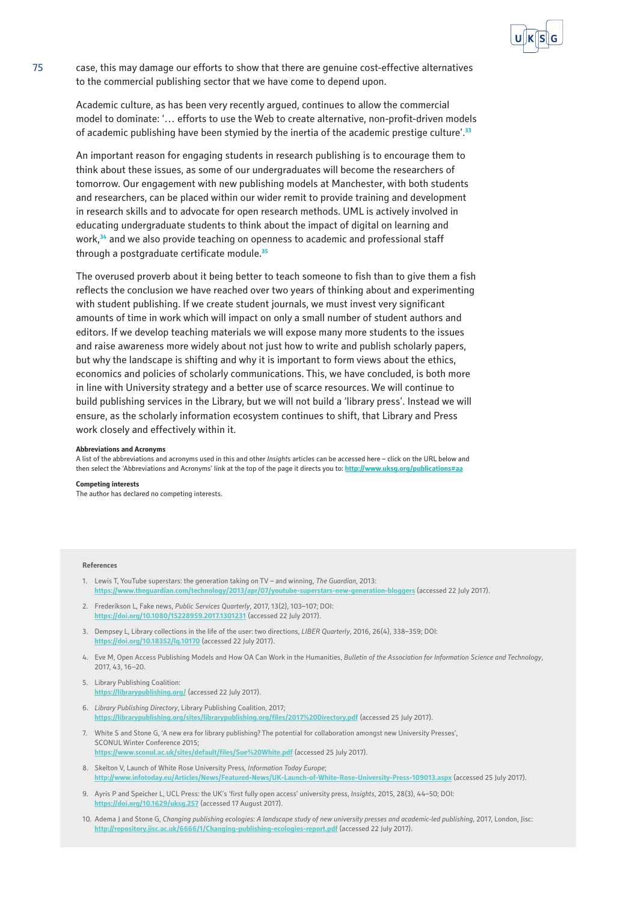case, this may damage our efforts to show that there are genuine cost-effective alternatives to the commercial publishing sector that we have come to depend upon.

Academic culture, as has been very recently argued, continues to allow the commercial model to dominate: '… efforts to use the Web to create alternative, non-profit-driven models of academic publishing have been stymied by the inertia of the academic prestige culture'.[33]

An important reason for engaging students in research publishing is to encourage them to think about these issues, as some of our undergraduates will become the researchers of tomorrow. Our engagement with new publishing models at Manchester, with both students and researchers, can be placed within our wider remit to provide training and development in research skills and to advocate for open research methods. UML is actively involved in educating undergraduate students to think about the impact of digital on learning and work,[34] and we also provide teaching on openness to academic and professional staff through a postgraduate certificate module.[35]

The overused proverb about it being better to teach someone to fish than to give them a fish reflects the conclusion we have reached over two years of thinking about and experimenting with student publishing. If we create student journals, we must invest very significant amounts of time in work which will impact on only a small number of student authors and editors. If we develop teaching materials we will expose many more students to the issues and raise awareness more widely about not just how to write and publish scholarly papers, but why the landscape is shifting and why it is important to form views about the ethics, economics and policies of scholarly communications. This, we have concluded, is both more in line with University strategy and a better use of scarce resources. We will continue to build publishing services in the Library, but we will not build a 'library press'. Instead we will ensure, as the scholarly information ecosystem continues to shift, that Library and Press work closely and effectively within it.

**Abbreviations and Acronyms**

A list of the abbreviations and acronyms used in this and other *Insights* articles can be accessed here – click on the URL below and then select the 'Abbreviations and Acronyms' link at the top of the page it directs you to: http://www.uksg.org/publications#aa

**Competing interests**

The author has declared no competing interests.

**References**

1. Lewis T, YouTube superstars: the generation taking on TV – and winning, *The Guardian*, 2013: https://www.theguardian.com/technology/2013/apr/07/youtube-superstars-new-generation-bloggers (accessed 22 July 2017).
2. Frederikson L, Fake news, *Public Services Quarterly*, 2017, 13(2), 103–107; DOI: https://doi.org/10.1080/15228959.2017.1301231 (accessed 22 July 2017).
3. Dempsey L, Library collections in the life of the user: two directions, *LIBER Quarterly*, 2016, 26(4), 338–359; DOI: https://doi.org/10.18352/lq.10170 (accessed 22 July 2017).
4. Eve M, Open Access Publishing Models and How OA Can Work in the Humanities, *Bulletin of the Association for Information Science and Technology*, 2017, 43, 16–20.
5. Library Publishing Coalition: https://librarypublishing.org/ (accessed 22 July 2017).
6. *Library Publishing Directory*, Library Publishing Coalition, 2017; https://librarypublishing.org/sites/librarypublishing.org/files/2017%20Directory.pdf (accessed 25 July 2017).
7. White S and Stone G, 'A new era for library publishing? The potential for collaboration amongst new University Presses', SCONUL Winter Conference 2015; https://www.sconul.ac.uk/sites/default/files/Sue%20White.pdf (accessed 25 July 2017).
8. Skelton V, Launch of White Rose University Press, *Information Today Europe*; http://www.infotoday.eu/Articles/News/Featured-News/UK-Launch-of-White-Rose-University-Press-109013.aspx (accessed 25 July 2017).
9. Ayris P and Speicher L, UCL Press: the UK's 'first fully open access' university press, *Insights*, 2015, 28(3), 44–50; DOI: https://doi.org/10.1629/uksg.257 (accessed 17 August 2017).
10. Adema J and Stone G, *Changing publishing ecologies: A landscape study of new university presses and academic-led publishing*, 2017, London, Jisc: http://repository.jisc.ac.uk/6666/1/Changing-publishing-ecologies-report.pdf (accessed 22 July 2017).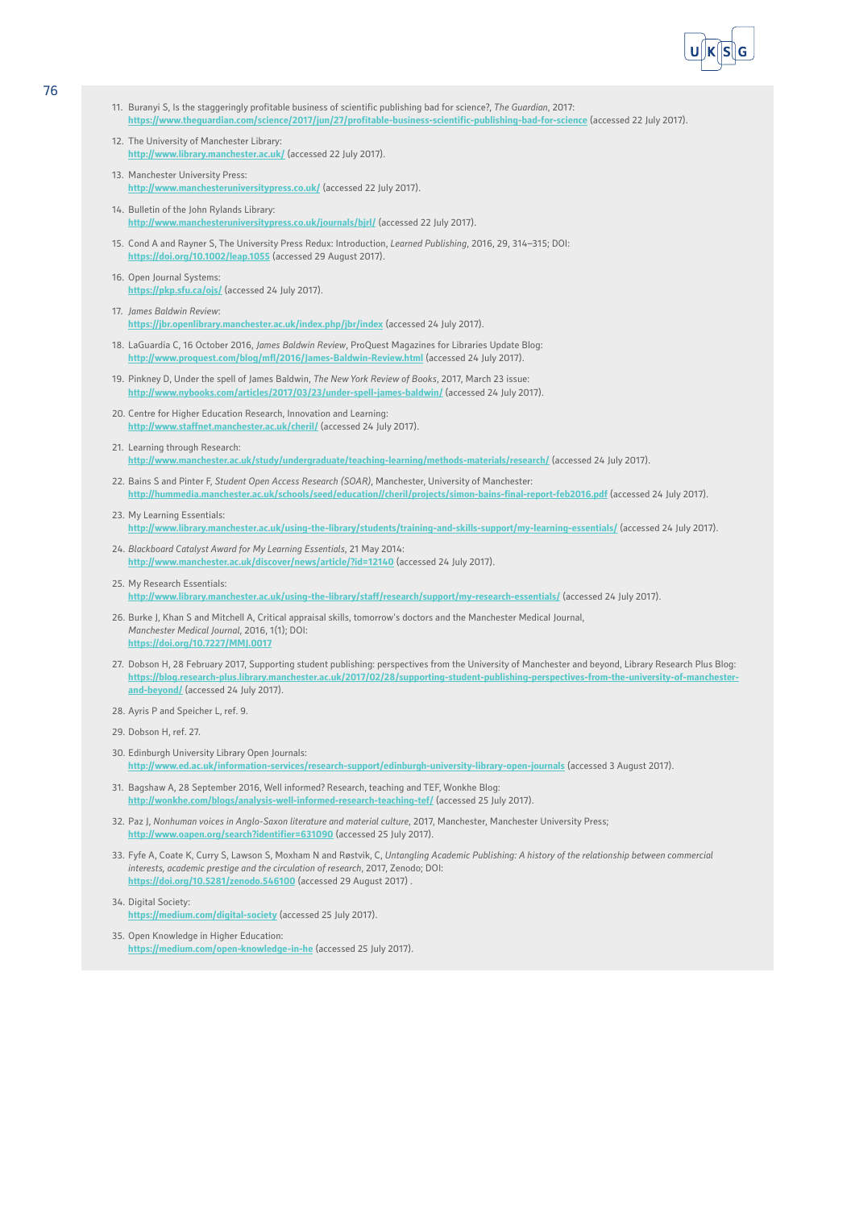11. Buranyi S, Is the staggeringly profitable business of scientific publishing bad for science?, *The Guardian*, 2017: https://www.theguardian.com/science/2017/jun/27/profitable-business-scientific-publishing-bad-for-science (accessed 22 July 2017).

12. The University of Manchester Library: http://www.library.manchester.ac.uk/ (accessed 22 July 2017).

13. Manchester University Press: http://www.manchesteruniversitypress.co.uk/ (accessed 22 July 2017).

14. Bulletin of the John Rylands Library: http://www.manchesteruniversitypress.co.uk/journals/bjrl/ (accessed 22 July 2017).

15. Cond A and Rayner S, The University Press Redux: Introduction, *Learned Publishing*, 2016, 29, 314–315; DOI: https://doi.org/10.1002/leap.1055 (accessed 29 August 2017).

16. Open Journal Systems: https://pkp.sfu.ca/ojs/ (accessed 24 July 2017).

17. *James Baldwin Review*: https://jbr.openlibrary.manchester.ac.uk/index.php/jbr/index (accessed 24 July 2017).

18. LaGuardia C, 16 October 2016, *James Baldwin Review*, ProQuest Magazines for Libraries Update Blog: http://www.proquest.com/blog/mfl/2016/James-Baldwin-Review.html (accessed 24 July 2017).

19. Pinkney D, Under the spell of James Baldwin, *The New York Review of Books*, 2017, March 23 issue: http://www.nybooks.com/articles/2017/03/23/under-spell-james-baldwin/ (accessed 24 July 2017).

20. Centre for Higher Education Research, Innovation and Learning: http://www.staffnet.manchester.ac.uk/cheril/ (accessed 24 July 2017).

21. Learning through Research: http://www.manchester.ac.uk/study/undergraduate/teaching-learning/methods-materials/research/ (accessed 24 July 2017).

22. Bains S and Pinter F, *Student Open Access Research (SOAR)*, Manchester, University of Manchester: http://hummedia.manchester.ac.uk/schools/seed/education//cheril/projects/simon-bains-final-report-feb2016.pdf (accessed 24 July 2017).

23. My Learning Essentials: http://www.library.manchester.ac.uk/using-the-library/students/training-and-skills-support/my-learning-essentials/ (accessed 24 July 2017).

24. *Blackboard Catalyst Award for My Learning Essentials*, 21 May 2014: http://www.manchester.ac.uk/discover/news/article/?id=12140 (accessed 24 July 2017).

25. My Research Essentials: http://www.library.manchester.ac.uk/using-the-library/staff/research/support/my-research-essentials/ (accessed 24 July 2017).

26. Burke J, Khan S and Mitchell A, Critical appraisal skills, tomorrow's doctors and the Manchester Medical Journal, *Manchester Medical Journal*, 2016, 1(1); DOI: https://doi.org/10.7227/MMJ.0017

27. Dobson H, 28 February 2017, Supporting student publishing: perspectives from the University of Manchester and beyond, Library Research Plus Blog: https://blog.research-plus.library.manchester.ac.uk/2017/02/28/supporting-student-publishing-perspectives-from-the-university-of-manchester-and-beyond/ (accessed 24 July 2017).

28. Ayris P and Speicher L, ref. 9.

29. Dobson H, ref. 27.

30. Edinburgh University Library Open Journals: http://www.ed.ac.uk/information-services/research-support/edinburgh-university-library-open-journals (accessed 3 August 2017).

31. Bagshaw A, 28 September 2016, Well informed? Research, teaching and TEF, Wonkhe Blog: http://wonkhe.com/blogs/analysis-well-informed-research-teaching-tef/ (accessed 25 July 2017).

32. Paz J, *Nonhuman voices in Anglo-Saxon literature and material culture*, 2017, Manchester, Manchester University Press; http://www.oapen.org/search?identifier=631090 (accessed 25 July 2017).

33. Fyfe A, Coate K, Curry S, Lawson S, Moxham N and Røstvik, C, *Untangling Academic Publishing: A history of the relationship between commercial interests, academic prestige and the circulation of research*, 2017, Zenodo; DOI: https://doi.org/10.5281/zenodo.546100 (accessed 29 August 2017) .

34. Digital Society: https://medium.com/digital-society (accessed 25 July 2017).

35. Open Knowledge in Higher Education: https://medium.com/open-knowledge-in-he (accessed 25 July 2017).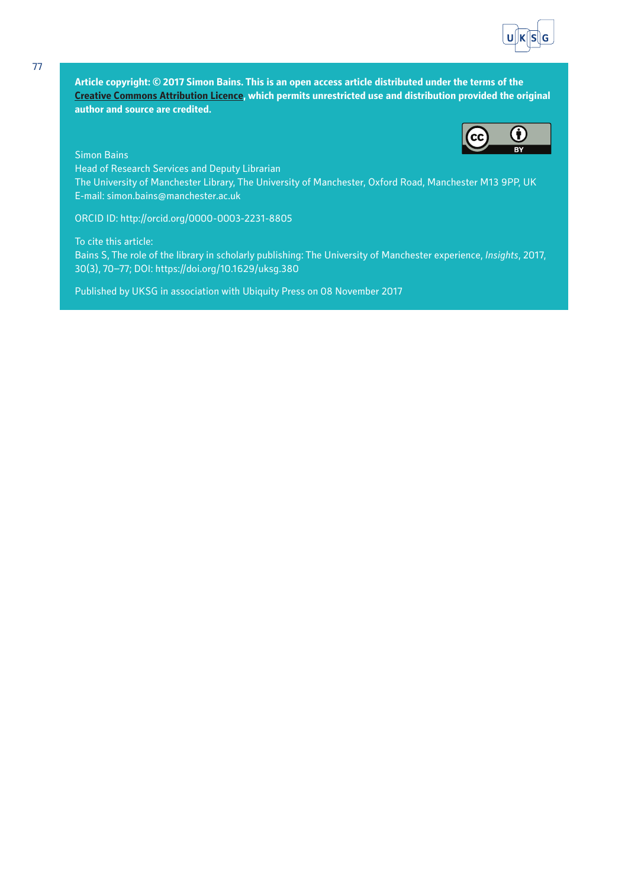**Article copyright: © 2017 Simon Bains. This is an open access article distributed under the terms of the Creative Commons Attribution Licence, which permits unrestricted use and distribution provided the original author and source are credited.**

Simon Bains
Head of Research Services and Deputy Librarian
The University of Manchester Library, The University of Manchester, Oxford Road, Manchester M13 9PP, UK
E-mail: simon.bains@manchester.ac.uk

ORCID ID: http://orcid.org/0000-0003-2231-8805

To cite this article:
Bains S, The role of the library in scholarly publishing: The University of Manchester experience, *Insights*, 2017, 30(3), 70–77; DOI: https://doi.org/10.1629/uksg.380

Published by UKSG in association with Ubiquity Press on 08 November 2017